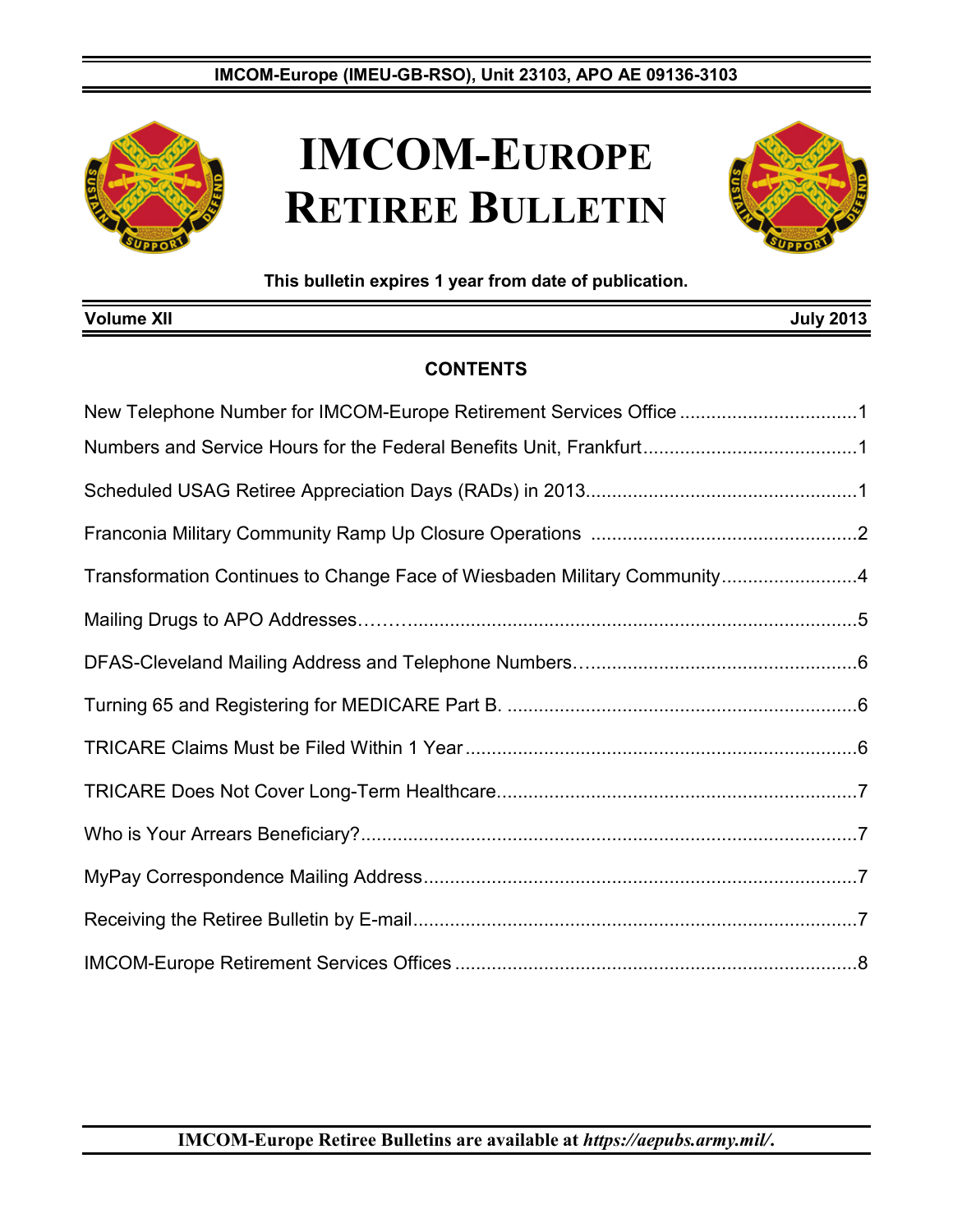IMCOM-Europe (IMEU-GB-RSO), Unit 23103, APO AE 09136-3103

# IMCOM-EUROPE RETIREE BULLETIN

**This bulletin expires 1 year from date of publication.**

**Volume XII** **July 2013**

## CONTENTS

New Telephone Number for IMCOM-Europe Retirement Services Office ....1

Numbers and Service Hours for the Federal Benefits Unit, Frankfurt ....1

Scheduled USAG Retiree Appreciation Days (RADs) in 2013 ....1

Franconia Military Community Ramp Up Closure Operations ....2

Transformation Continues to Change Face of Wiesbaden Military Community ....4

Mailing Drugs to APO Addresses ....5

DFAS-Cleveland Mailing Address and Telephone Numbers ....6

Turning 65 and Registering for MEDICARE Part B. ....6

TRICARE Claims Must be Filed Within 1 Year ....6

TRICARE Does Not Cover Long-Term Healthcare ....7

Who is Your Arrears Beneficiary? ....7

MyPay Correspondence Mailing Address ....7

Receiving the Retiree Bulletin by E-mail ....7

IMCOM-Europe Retirement Services Offices ....8

**IMCOM-Europe Retiree Bulletins are available at *https://aepubs.army.mil/*.**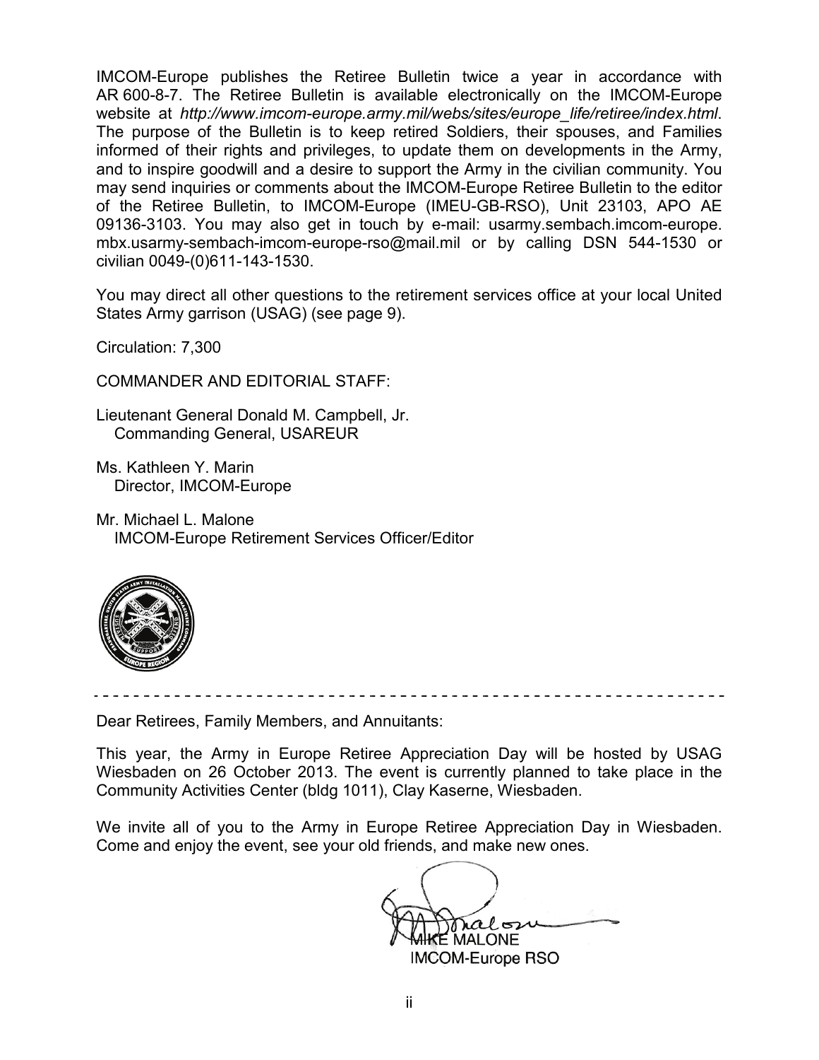IMCOM-Europe publishes the Retiree Bulletin twice a year in accordance with AR 600-8-7. The Retiree Bulletin is available electronically on the IMCOM-Europe website at *http://www.imcom-europe.army.mil/webs/sites/europe_life/retiree/index.html*. The purpose of the Bulletin is to keep retired Soldiers, their spouses, and Families informed of their rights and privileges, to update them on developments in the Army, and to inspire goodwill and a desire to support the Army in the civilian community. You may send inquiries or comments about the IMCOM-Europe Retiree Bulletin to the editor of the Retiree Bulletin, to IMCOM-Europe (IMEU-GB-RSO), Unit 23103, APO AE 09136-3103. You may also get in touch by e-mail: usarmy.sembach.imcom-europe.mbx.usarmy-sembach-imcom-europe-rso@mail.mil or by calling DSN 544-1530 or civilian 0049-(0)611-143-1530.

You may direct all other questions to the retirement services office at your local United States Army garrison (USAG) (see page 9).

Circulation: 7,300

COMMANDER AND EDITORIAL STAFF:

Lieutenant General Donald M. Campbell, Jr.
Commanding General, USAREUR

Ms. Kathleen Y. Marin
Director, IMCOM-Europe

Mr. Michael L. Malone
IMCOM-Europe Retirement Services Officer/Editor

---

Dear Retirees, Family Members, and Annuitants:

This year, the Army in Europe Retiree Appreciation Day will be hosted by USAG Wiesbaden on 26 October 2013. The event is currently planned to take place in the Community Activities Center (bldg 1011), Clay Kaserne, Wiesbaden.

We invite all of you to the Army in Europe Retiree Appreciation Day in Wiesbaden. Come and enjoy the event, see your old friends, and make new ones.

MIKE MALONE
IMCOM-Europe RSO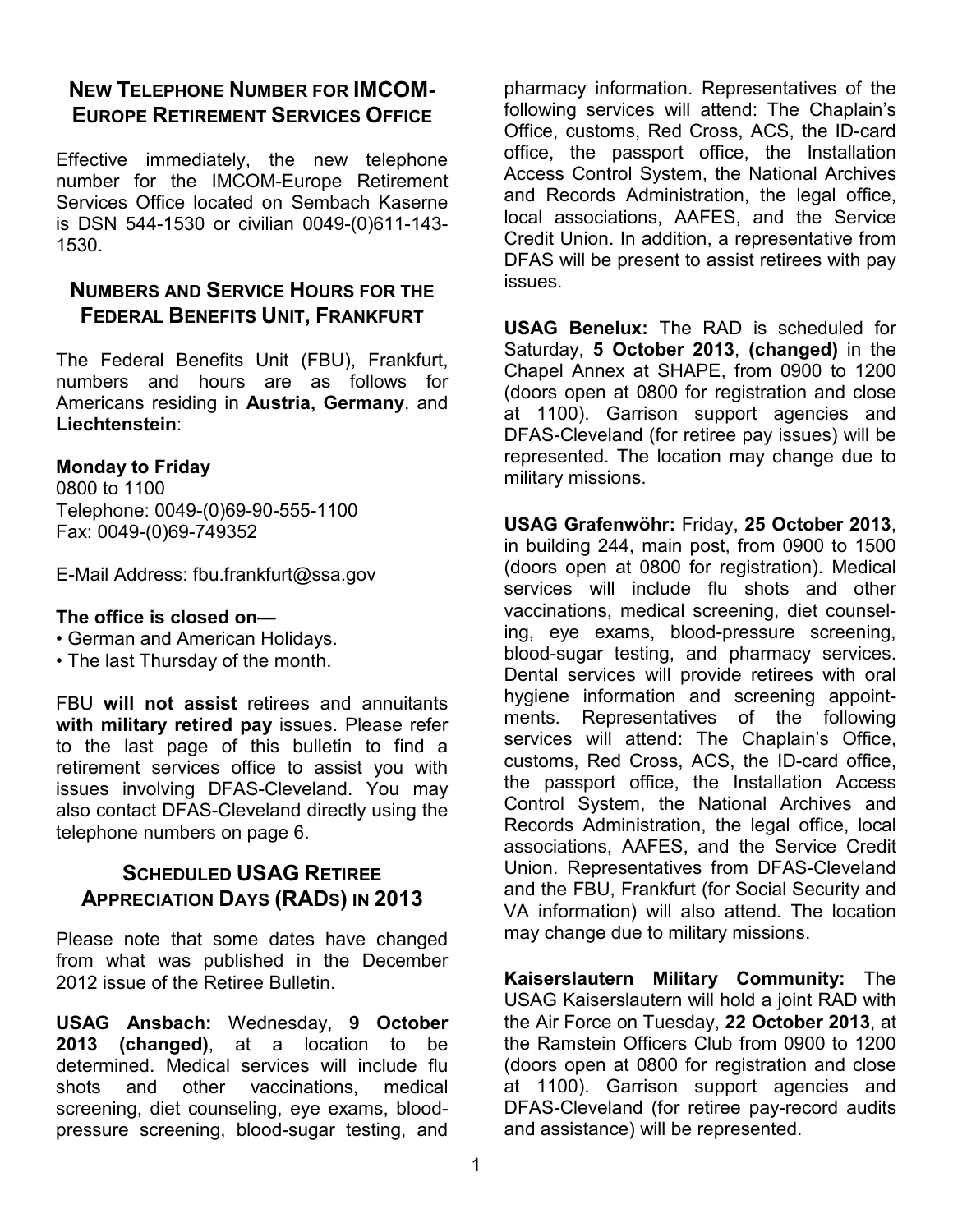## New Telephone Number for IMCOM-Europe Retirement Services Office

Effective immediately, the new telephone number for the IMCOM-Europe Retirement Services Office located on Sembach Kaserne is DSN 544-1530 or civilian 0049-(0)611-143-1530.

## Numbers and Service Hours for the Federal Benefits Unit, Frankfurt

The Federal Benefits Unit (FBU), Frankfurt, numbers and hours are as follows for Americans residing in **Austria, Germany**, and **Liechtenstein**:

**Monday to Friday**
0800 to 1100
Telephone: 0049-(0)69-90-555-1100
Fax: 0049-(0)69-749352

E-Mail Address: fbu.frankfurt@ssa.gov

**The office is closed on—**

- German and American Holidays.
- The last Thursday of the month.

FBU **will not assist** retirees and annuitants **with military retired pay** issues. Please refer to the last page of this bulletin to find a retirement services office to assist you with issues involving DFAS-Cleveland. You may also contact DFAS-Cleveland directly using the telephone numbers on page 6.

## Scheduled USAG Retiree Appreciation Days (RADs) in 2013

Please note that some dates have changed from what was published in the December 2012 issue of the Retiree Bulletin.

**USAG Ansbach:** Wednesday, **9 October 2013 (changed)**, at a location to be determined. Medical services will include flu shots and other vaccinations, medical screening, diet counseling, eye exams, blood-pressure screening, blood-sugar testing, and pharmacy information. Representatives of the following services will attend: The Chaplain's Office, customs, Red Cross, ACS, the ID-card office, the passport office, the Installation Access Control System, the National Archives and Records Administration, the legal office, local associations, AAFES, and the Service Credit Union. In addition, a representative from DFAS will be present to assist retirees with pay issues.

**USAG Benelux:** The RAD is scheduled for Saturday, **5 October 2013**, **(changed)** in the Chapel Annex at SHAPE, from 0900 to 1200 (doors open at 0800 for registration and close at 1100). Garrison support agencies and DFAS-Cleveland (for retiree pay issues) will be represented. The location may change due to military missions.

**USAG Grafenwöhr:** Friday, **25 October 2013**, in building 244, main post, from 0900 to 1500 (doors open at 0800 for registration). Medical services will include flu shots and other vaccinations, medical screening, diet counseling, eye exams, blood-pressure screening, blood-sugar testing, and pharmacy services. Dental services will provide retirees with oral hygiene information and screening appointments. Representatives of the following services will attend: The Chaplain's Office, customs, Red Cross, ACS, the ID-card office, the passport office, the Installation Access Control System, the National Archives and Records Administration, the legal office, local associations, AAFES, and the Service Credit Union. Representatives from DFAS-Cleveland and the FBU, Frankfurt (for Social Security and VA information) will also attend. The location may change due to military missions.

**Kaiserslautern Military Community:** The USAG Kaiserslautern will hold a joint RAD with the Air Force on Tuesday, **22 October 2013**, at the Ramstein Officers Club from 0900 to 1200 (doors open at 0800 for registration and close at 1100). Garrison support agencies and DFAS-Cleveland (for retiree pay-record audits and assistance) will be represented.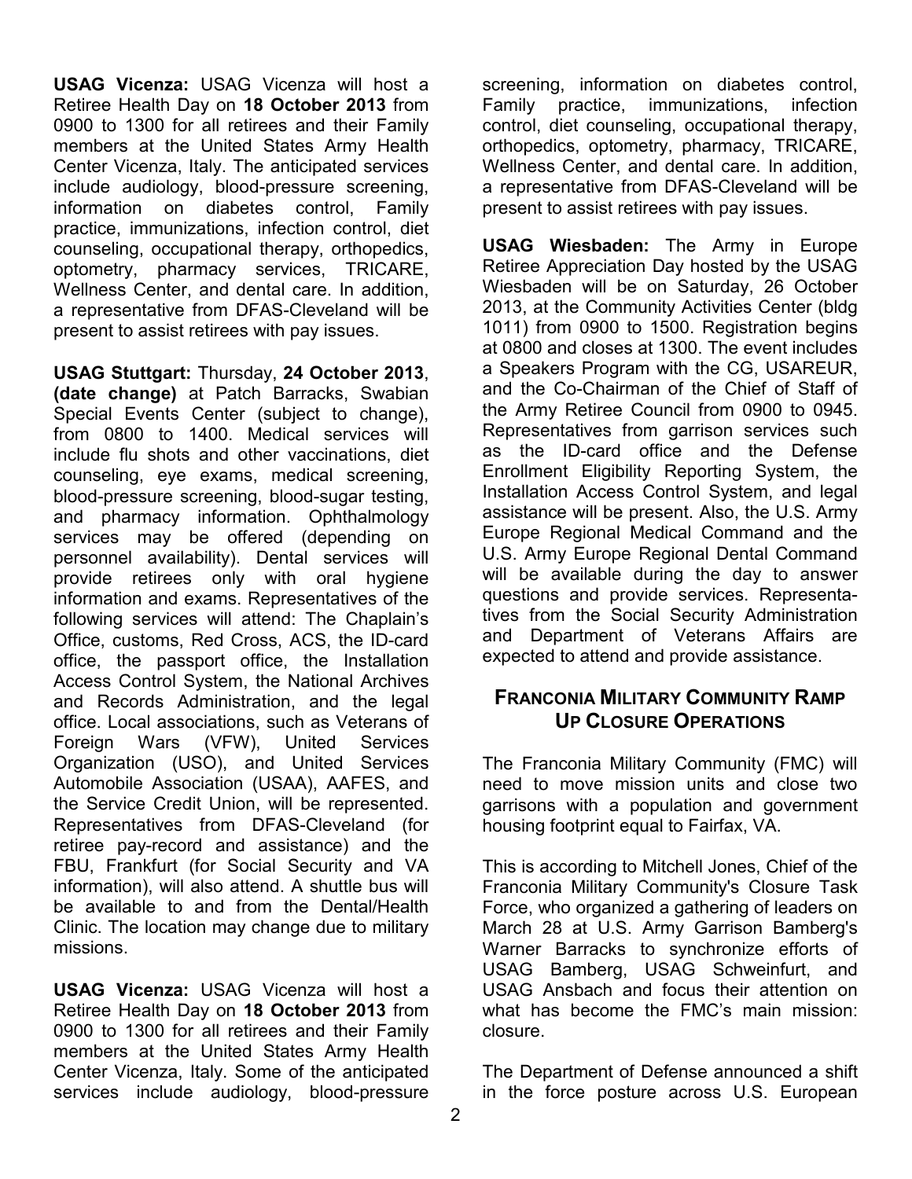**USAG Vicenza:** USAG Vicenza will host a Retiree Health Day on **18 October 2013** from 0900 to 1300 for all retirees and their Family members at the United States Army Health Center Vicenza, Italy. The anticipated services include audiology, blood-pressure screening, information on diabetes control, Family practice, immunizations, infection control, diet counseling, occupational therapy, orthopedics, optometry, pharmacy services, TRICARE, Wellness Center, and dental care. In addition, a representative from DFAS-Cleveland will be present to assist retirees with pay issues.

**USAG Stuttgart:** Thursday, **24 October 2013**, **(date change)** at Patch Barracks, Swabian Special Events Center (subject to change), from 0800 to 1400. Medical services will include flu shots and other vaccinations, diet counseling, eye exams, medical screening, blood-pressure screening, blood-sugar testing, and pharmacy information. Ophthalmology services may be offered (depending on personnel availability). Dental services will provide retirees only with oral hygiene information and exams. Representatives of the following services will attend: The Chaplain's Office, customs, Red Cross, ACS, the ID-card office, the passport office, the Installation Access Control System, the National Archives and Records Administration, and the legal office. Local associations, such as Veterans of Foreign Wars (VFW), United Services Organization (USO), and United Services Automobile Association (USAA), AAFES, and the Service Credit Union, will be represented. Representatives from DFAS-Cleveland (for retiree pay-record and assistance) and the FBU, Frankfurt (for Social Security and VA information), will also attend. A shuttle bus will be available to and from the Dental/Health Clinic. The location may change due to military missions.

**USAG Vicenza:** USAG Vicenza will host a Retiree Health Day on **18 October 2013** from 0900 to 1300 for all retirees and their Family members at the United States Army Health Center Vicenza, Italy. Some of the anticipated services include audiology, blood-pressure screening, information on diabetes control, Family practice, immunizations, infection control, diet counseling, occupational therapy, orthopedics, optometry, pharmacy, TRICARE, Wellness Center, and dental care. In addition, a representative from DFAS-Cleveland will be present to assist retirees with pay issues.

**USAG Wiesbaden:** The Army in Europe Retiree Appreciation Day hosted by the USAG Wiesbaden will be on Saturday, 26 October 2013, at the Community Activities Center (bldg 1011) from 0900 to 1500. Registration begins at 0800 and closes at 1300. The event includes a Speakers Program with the CG, USAREUR, and the Co-Chairman of the Chief of Staff of the Army Retiree Council from 0900 to 0945. Representatives from garrison services such as the ID-card office and the Defense Enrollment Eligibility Reporting System, the Installation Access Control System, and legal assistance will be present. Also, the U.S. Army Europe Regional Medical Command and the U.S. Army Europe Regional Dental Command will be available during the day to answer questions and provide services. Representatives from the Social Security Administration and Department of Veterans Affairs are expected to attend and provide assistance.

## Franconia Military Community Ramp Up Closure Operations

The Franconia Military Community (FMC) will need to move mission units and close two garrisons with a population and government housing footprint equal to Fairfax, VA.

This is according to Mitchell Jones, Chief of the Franconia Military Community's Closure Task Force, who organized a gathering of leaders on March 28 at U.S. Army Garrison Bamberg's Warner Barracks to synchronize efforts of USAG Bamberg, USAG Schweinfurt, and USAG Ansbach and focus their attention on what has become the FMC's main mission: closure.

The Department of Defense announced a shift in the force posture across U.S. European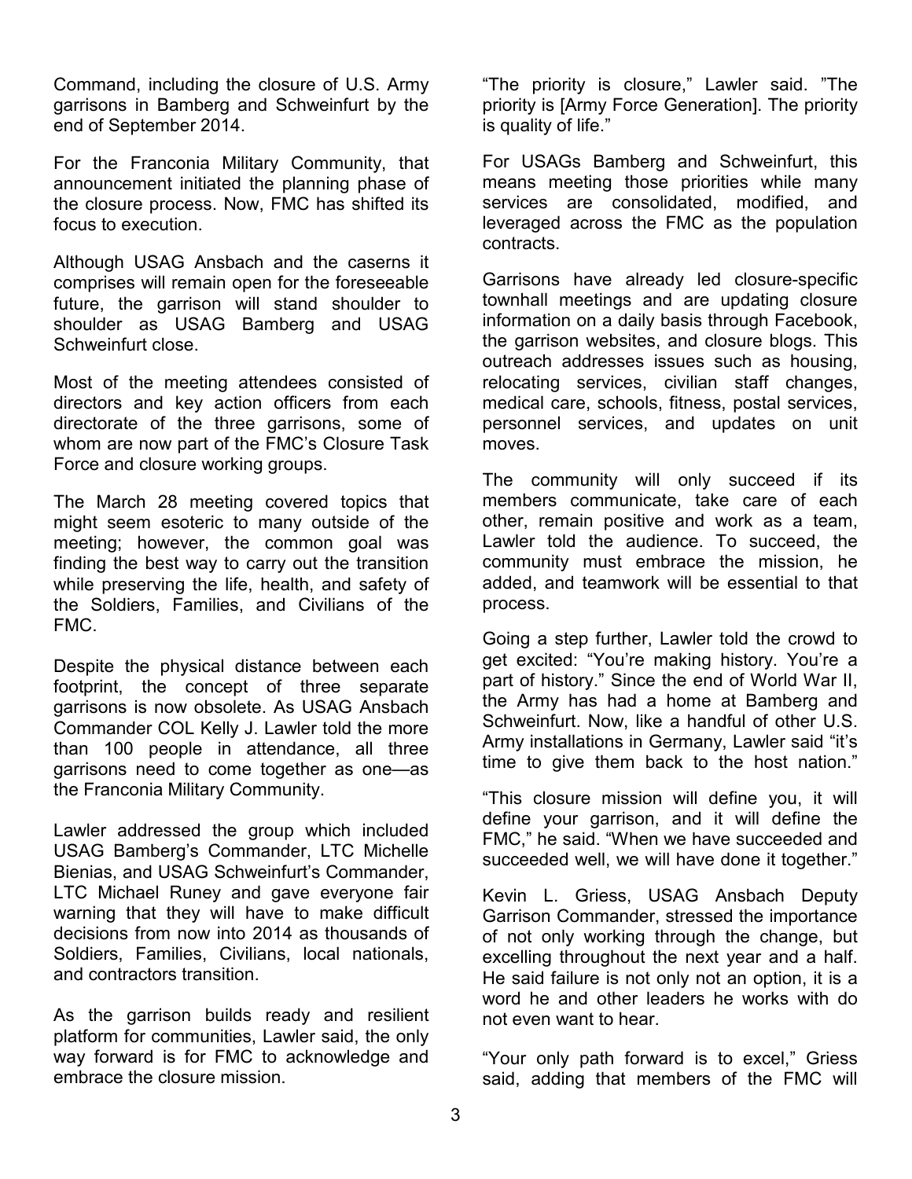Command, including the closure of U.S. Army garrisons in Bamberg and Schweinfurt by the end of September 2014.

For the Franconia Military Community, that announcement initiated the planning phase of the closure process. Now, FMC has shifted its focus to execution.

Although USAG Ansbach and the caserns it comprises will remain open for the foreseeable future, the garrison will stand shoulder to shoulder as USAG Bamberg and USAG Schweinfurt close.

Most of the meeting attendees consisted of directors and key action officers from each directorate of the three garrisons, some of whom are now part of the FMC's Closure Task Force and closure working groups.

The March 28 meeting covered topics that might seem esoteric to many outside of the meeting; however, the common goal was finding the best way to carry out the transition while preserving the life, health, and safety of the Soldiers, Families, and Civilians of the FMC.

Despite the physical distance between each footprint, the concept of three separate garrisons is now obsolete. As USAG Ansbach Commander COL Kelly J. Lawler told the more than 100 people in attendance, all three garrisons need to come together as one—as the Franconia Military Community.

Lawler addressed the group which included USAG Bamberg's Commander, LTC Michelle Bienias, and USAG Schweinfurt's Commander, LTC Michael Runey and gave everyone fair warning that they will have to make difficult decisions from now into 2014 as thousands of Soldiers, Families, Civilians, local nationals, and contractors transition.

As the garrison builds ready and resilient platform for communities, Lawler said, the only way forward is for FMC to acknowledge and embrace the closure mission.

"The priority is closure," Lawler said. "The priority is [Army Force Generation]. The priority is quality of life."

For USAGs Bamberg and Schweinfurt, this means meeting those priorities while many services are consolidated, modified, and leveraged across the FMC as the population contracts.

Garrisons have already led closure-specific townhall meetings and are updating closure information on a daily basis through Facebook, the garrison websites, and closure blogs. This outreach addresses issues such as housing, relocating services, civilian staff changes, medical care, schools, fitness, postal services, personnel services, and updates on unit moves.

The community will only succeed if its members communicate, take care of each other, remain positive and work as a team, Lawler told the audience. To succeed, the community must embrace the mission, he added, and teamwork will be essential to that process.

Going a step further, Lawler told the crowd to get excited: "You're making history. You're a part of history." Since the end of World War II, the Army has had a home at Bamberg and Schweinfurt. Now, like a handful of other U.S. Army installations in Germany, Lawler said "it's time to give them back to the host nation."

"This closure mission will define you, it will define your garrison, and it will define the FMC," he said. "When we have succeeded and succeeded well, we will have done it together."

Kevin L. Griess, USAG Ansbach Deputy Garrison Commander, stressed the importance of not only working through the change, but excelling throughout the next year and a half. He said failure is not only not an option, it is a word he and other leaders he works with do not even want to hear.

"Your only path forward is to excel," Griess said, adding that members of the FMC will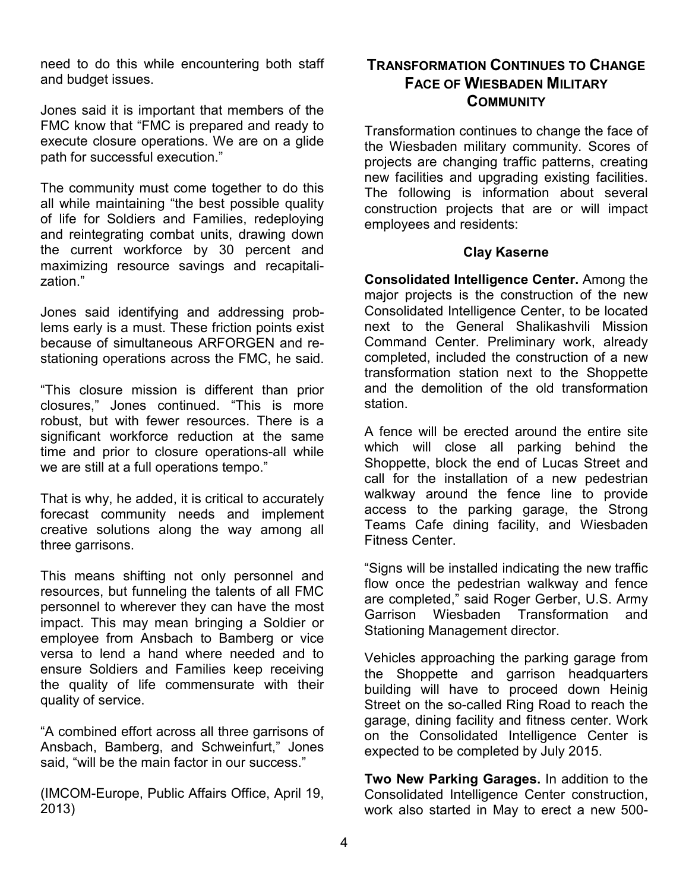need to do this while encountering both staff and budget issues.

Jones said it is important that members of the FMC know that "FMC is prepared and ready to execute closure operations. We are on a glide path for successful execution."

The community must come together to do this all while maintaining "the best possible quality of life for Soldiers and Families, redeploying and reintegrating combat units, drawing down the current workforce by 30 percent and maximizing resource savings and recapitalization."

Jones said identifying and addressing problems early is a must. These friction points exist because of simultaneous ARFORGEN and restationing operations across the FMC, he said.

"This closure mission is different than prior closures," Jones continued. "This is more robust, but with fewer resources. There is a significant workforce reduction at the same time and prior to closure operations-all while we are still at a full operations tempo."

That is why, he added, it is critical to accurately forecast community needs and implement creative solutions along the way among all three garrisons.

This means shifting not only personnel and resources, but funneling the talents of all FMC personnel to wherever they can have the most impact. This may mean bringing a Soldier or employee from Ansbach to Bamberg or vice versa to lend a hand where needed and to ensure Soldiers and Families keep receiving the quality of life commensurate with their quality of service.

"A combined effort across all three garrisons of Ansbach, Bamberg, and Schweinfurt," Jones said, "will be the main factor in our success."

(IMCOM-Europe, Public Affairs Office, April 19, 2013)

## Transformation Continues to Change Face of Wiesbaden Military Community

Transformation continues to change the face of the Wiesbaden military community. Scores of projects are changing traffic patterns, creating new facilities and upgrading existing facilities. The following is information about several construction projects that are or will impact employees and residents:

### Clay Kaserne

**Consolidated Intelligence Center.** Among the major projects is the construction of the new Consolidated Intelligence Center, to be located next to the General Shalikashvili Mission Command Center. Preliminary work, already completed, included the construction of a new transformation station next to the Shoppette and the demolition of the old transformation station.

A fence will be erected around the entire site which will close all parking behind the Shoppette, block the end of Lucas Street and call for the installation of a new pedestrian walkway around the fence line to provide access to the parking garage, the Strong Teams Cafe dining facility, and Wiesbaden Fitness Center.

"Signs will be installed indicating the new traffic flow once the pedestrian walkway and fence are completed," said Roger Gerber, U.S. Army Garrison Wiesbaden Transformation and Stationing Management director.

Vehicles approaching the parking garage from the Shoppette and garrison headquarters building will have to proceed down Heinig Street on the so-called Ring Road to reach the garage, dining facility and fitness center. Work on the Consolidated Intelligence Center is expected to be completed by July 2015.

**Two New Parking Garages.** In addition to the Consolidated Intelligence Center construction, work also started in May to erect a new 500-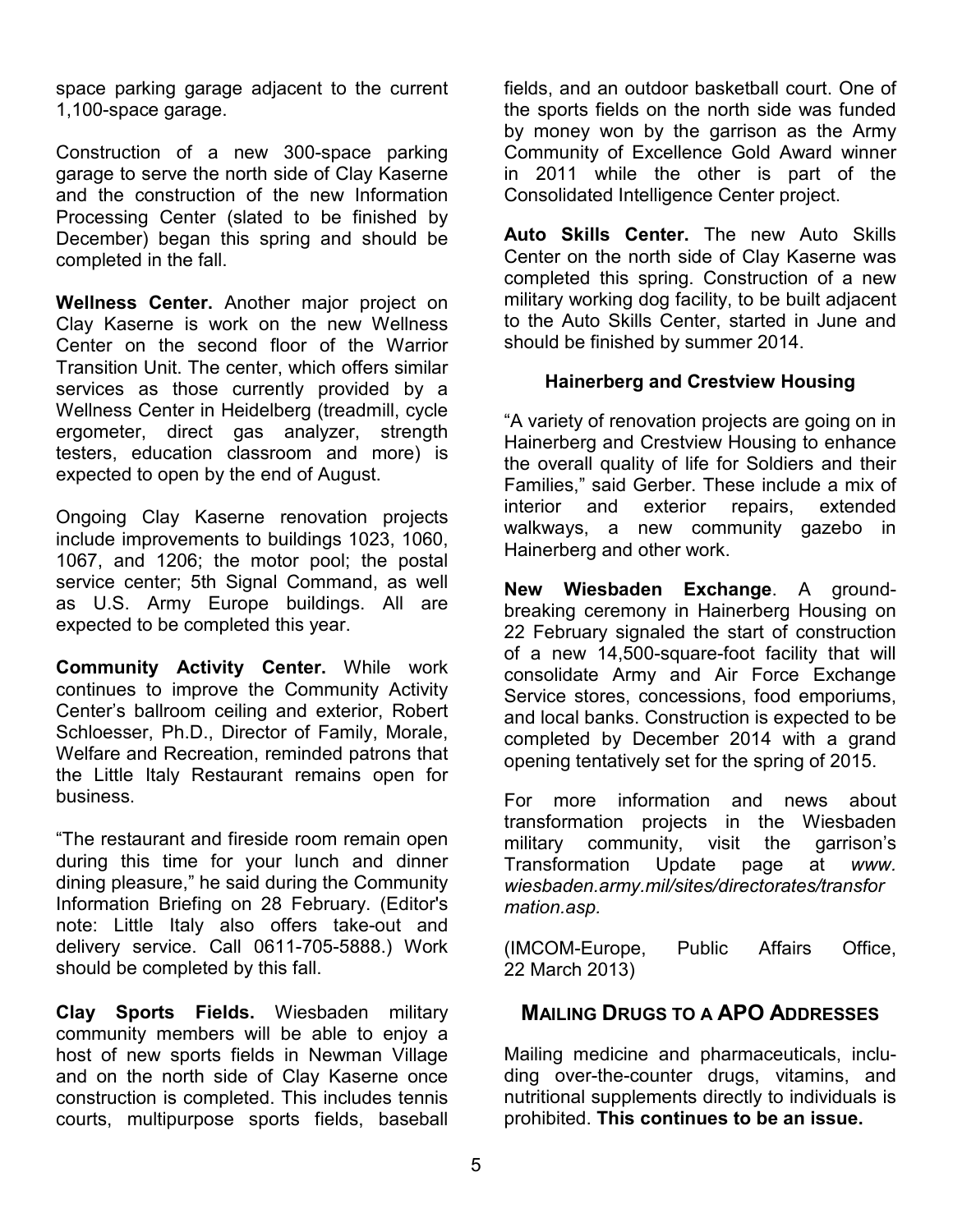space parking garage adjacent to the current 1,100-space garage.

Construction of a new 300-space parking garage to serve the north side of Clay Kaserne and the construction of the new Information Processing Center (slated to be finished by December) began this spring and should be completed in the fall.

**Wellness Center.** Another major project on Clay Kaserne is work on the new Wellness Center on the second floor of the Warrior Transition Unit. The center, which offers similar services as those currently provided by a Wellness Center in Heidelberg (treadmill, cycle ergometer, direct gas analyzer, strength testers, education classroom and more) is expected to open by the end of August.

Ongoing Clay Kaserne renovation projects include improvements to buildings 1023, 1060, 1067, and 1206; the motor pool; the postal service center; 5th Signal Command, as well as U.S. Army Europe buildings. All are expected to be completed this year.

**Community Activity Center.** While work continues to improve the Community Activity Center's ballroom ceiling and exterior, Robert Schloesser, Ph.D., Director of Family, Morale, Welfare and Recreation, reminded patrons that the Little Italy Restaurant remains open for business.

"The restaurant and fireside room remain open during this time for your lunch and dinner dining pleasure," he said during the Community Information Briefing on 28 February. (Editor's note: Little Italy also offers take-out and delivery service. Call 0611-705-5888.) Work should be completed by this fall.

**Clay Sports Fields.** Wiesbaden military community members will be able to enjoy a host of new sports fields in Newman Village and on the north side of Clay Kaserne once construction is completed. This includes tennis courts, multipurpose sports fields, baseball fields, and an outdoor basketball court. One of the sports fields on the north side was funded by money won by the garrison as the Army Community of Excellence Gold Award winner in 2011 while the other is part of the Consolidated Intelligence Center project.

**Auto Skills Center.** The new Auto Skills Center on the north side of Clay Kaserne was completed this spring. Construction of a new military working dog facility, to be built adjacent to the Auto Skills Center, started in June and should be finished by summer 2014.

#### Hainerberg and Crestview Housing

"A variety of renovation projects are going on in Hainerberg and Crestview Housing to enhance the overall quality of life for Soldiers and their Families," said Gerber. These include a mix of interior and exterior repairs, extended walkways, a new community gazebo in Hainerberg and other work.

**New Wiesbaden Exchange**. A groundbreaking ceremony in Hainerberg Housing on 22 February signaled the start of construction of a new 14,500-square-foot facility that will consolidate Army and Air Force Exchange Service stores, concessions, food emporiums, and local banks. Construction is expected to be completed by December 2014 with a grand opening tentatively set for the spring of 2015.

For more information and news about transformation projects in the Wiesbaden military community, visit the garrison's Transformation Update page at *www.wiesbaden.army.mil/sites/directorates/transformation.asp.*

(IMCOM-Europe, Public Affairs Office, 22 March 2013)

## MAILING DRUGS TO A APO ADDRESSES

Mailing medicine and pharmaceuticals, including over-the-counter drugs, vitamins, and nutritional supplements directly to individuals is prohibited. **This continues to be an issue.**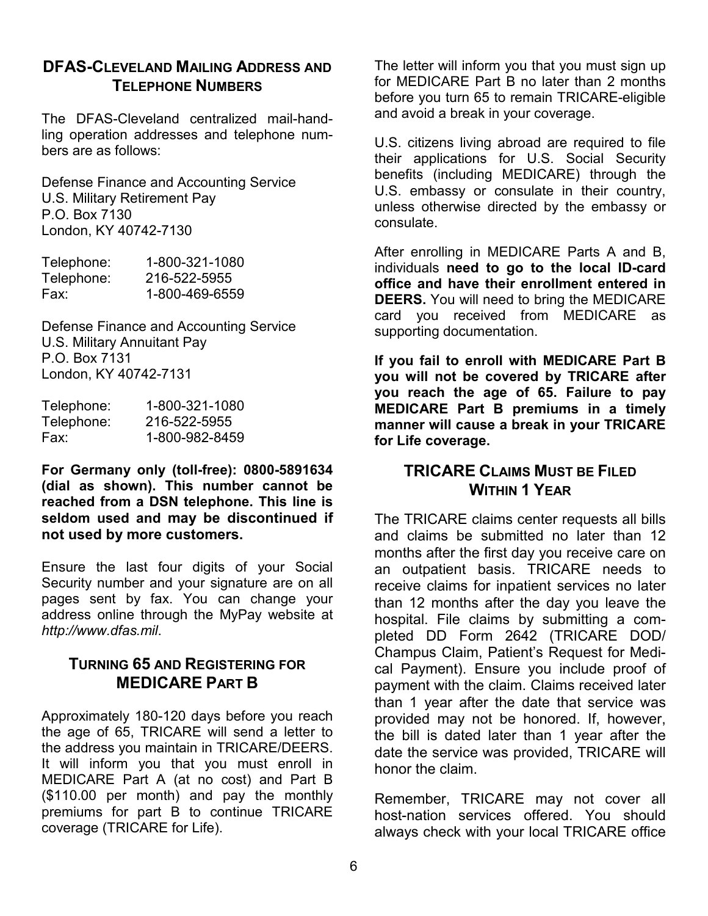## DFAS-Cleveland Mailing Address and Telephone Numbers

The DFAS-Cleveland centralized mail-handling operation addresses and telephone numbers are as follows:

Defense Finance and Accounting Service
U.S. Military Retirement Pay
P.O. Box 7130
London, KY 40742-7130

| | |
|---|---|
| Telephone: | 1-800-321-1080 |
| Telephone: | 216-522-5955 |
| Fax: | 1-800-469-6559 |

Defense Finance and Accounting Service
U.S. Military Annuitant Pay
P.O. Box 7131
London, KY 40742-7131

| | |
|---|---|
| Telephone: | 1-800-321-1080 |
| Telephone: | 216-522-5955 |
| Fax: | 1-800-982-8459 |

**For Germany only (toll-free): 0800-5891634 (dial as shown). This number cannot be reached from a DSN telephone. This line is seldom used and may be discontinued if not used by more customers.**

Ensure the last four digits of your Social Security number and your signature are on all pages sent by fax. You can change your address online through the MyPay website at *http://www.dfas.mil*.

## Turning 65 and Registering for MEDICARE Part B

Approximately 180-120 days before you reach the age of 65, TRICARE will send a letter to the address you maintain in TRICARE/DEERS. It will inform you that you must enroll in MEDICARE Part A (at no cost) and Part B ($110.00 per month) and pay the monthly premiums for part B to continue TRICARE coverage (TRICARE for Life).

The letter will inform you that you must sign up for MEDICARE Part B no later than 2 months before you turn 65 to remain TRICARE-eligible and avoid a break in your coverage.

U.S. citizens living abroad are required to file their applications for U.S. Social Security benefits (including MEDICARE) through the U.S. embassy or consulate in their country, unless otherwise directed by the embassy or consulate.

After enrolling in MEDICARE Parts A and B, individuals **need to go to the local ID-card office and have their enrollment entered in DEERS.** You will need to bring the MEDICARE card you received from MEDICARE as supporting documentation.

**If you fail to enroll with MEDICARE Part B you will not be covered by TRICARE after you reach the age of 65. Failure to pay MEDICARE Part B premiums in a timely manner will cause a break in your TRICARE for Life coverage.**

## TRICARE Claims Must be Filed Within 1 Year

The TRICARE claims center requests all bills and claims be submitted no later than 12 months after the first day you receive care on an outpatient basis. TRICARE needs to receive claims for inpatient services no later than 12 months after the day you leave the hospital. File claims by submitting a completed DD Form 2642 (TRICARE DOD/ Champus Claim, Patient's Request for Medical Payment). Ensure you include proof of payment with the claim. Claims received later than 1 year after the date that service was provided may not be honored. If, however, the bill is dated later than 1 year after the date the service was provided, TRICARE will honor the claim.

Remember, TRICARE may not cover all host-nation services offered. You should always check with your local TRICARE office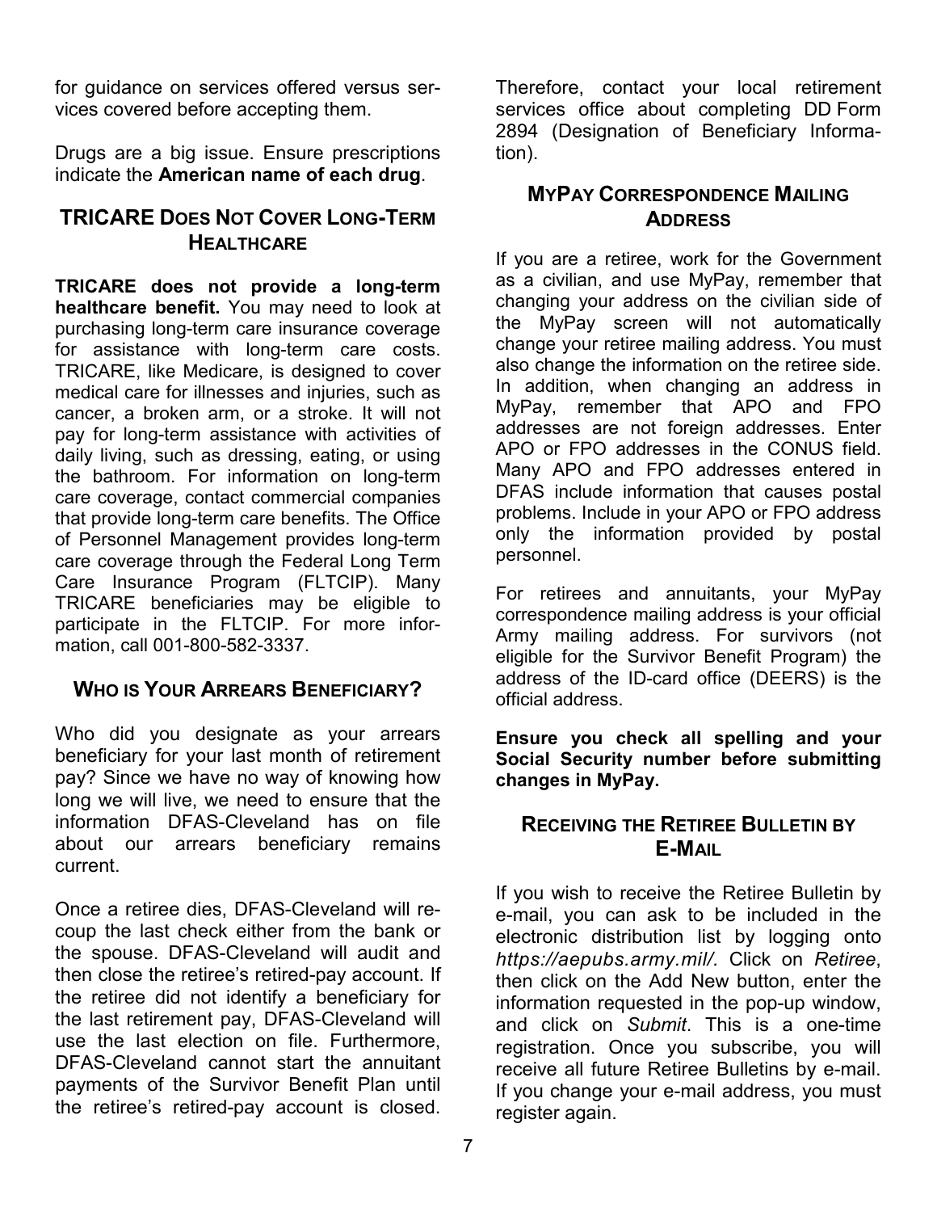for guidance on services offered versus services covered before accepting them.

Drugs are a big issue. Ensure prescriptions indicate the **American name of each drug**.

## TRICARE Does Not Cover Long-Term Healthcare

**TRICARE does not provide a long-term healthcare benefit.** You may need to look at purchasing long-term care insurance coverage for assistance with long-term care costs. TRICARE, like Medicare, is designed to cover medical care for illnesses and injuries, such as cancer, a broken arm, or a stroke. It will not pay for long-term assistance with activities of daily living, such as dressing, eating, or using the bathroom. For information on long-term care coverage, contact commercial companies that provide long-term care benefits. The Office of Personnel Management provides long-term care coverage through the Federal Long Term Care Insurance Program (FLTCIP). Many TRICARE beneficiaries may be eligible to participate in the FLTCIP. For more information, call 001-800-582-3337.

## Who is Your Arrears Beneficiary?

Who did you designate as your arrears beneficiary for your last month of retirement pay? Since we have no way of knowing how long we will live, we need to ensure that the information DFAS-Cleveland has on file about our arrears beneficiary remains current.

Once a retiree dies, DFAS-Cleveland will recoup the last check either from the bank or the spouse. DFAS-Cleveland will audit and then close the retiree's retired-pay account. If the retiree did not identify a beneficiary for the last retirement pay, DFAS-Cleveland will use the last election on file. Furthermore, DFAS-Cleveland cannot start the annuitant payments of the Survivor Benefit Plan until the retiree's retired-pay account is closed. Therefore, contact your local retirement services office about completing DD Form 2894 (Designation of Beneficiary Information).

## MyPay Correspondence Mailing Address

If you are a retiree, work for the Government as a civilian, and use MyPay, remember that changing your address on the civilian side of the MyPay screen will not automatically change your retiree mailing address. You must also change the information on the retiree side. In addition, when changing an address in MyPay, remember that APO and FPO addresses are not foreign addresses. Enter APO or FPO addresses in the CONUS field. Many APO and FPO addresses entered in DFAS include information that causes postal problems. Include in your APO or FPO address only the information provided by postal personnel.

For retirees and annuitants, your MyPay correspondence mailing address is your official Army mailing address. For survivors (not eligible for the Survivor Benefit Program) the address of the ID-card office (DEERS) is the official address.

**Ensure you check all spelling and your Social Security number before submitting changes in MyPay.**

## Receiving the Retiree Bulletin by E-Mail

If you wish to receive the Retiree Bulletin by e-mail, you can ask to be included in the electronic distribution list by logging onto *https://aepubs.army.mil/.* Click on *Retiree*, then click on the Add New button, enter the information requested in the pop-up window, and click on *Submit*. This is a one-time registration. Once you subscribe, you will receive all future Retiree Bulletins by e-mail. If you change your e-mail address, you must register again.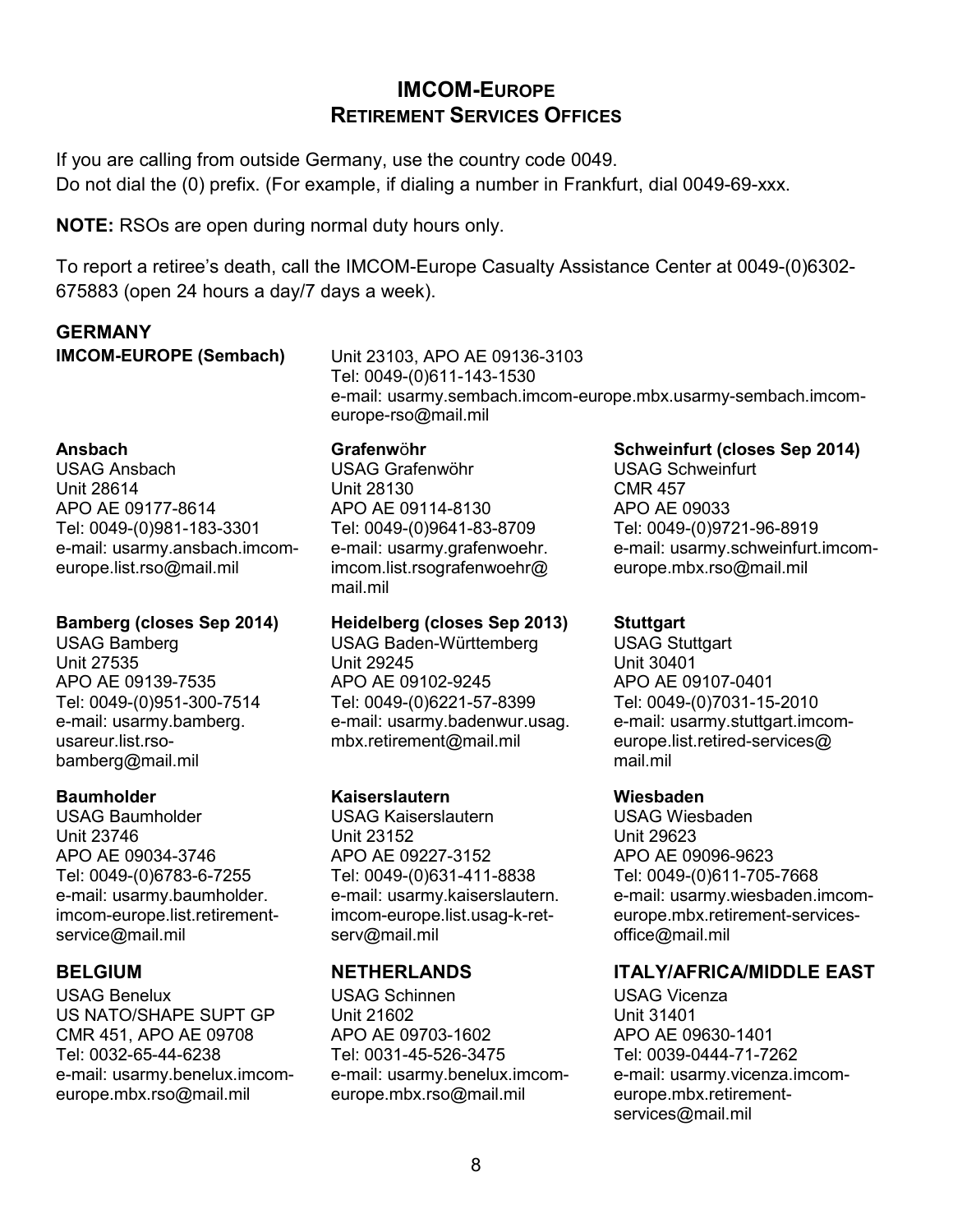# IMCOM-EUROPE RETIREMENT SERVICES OFFICES

If you are calling from outside Germany, use the country code 0049.
Do not dial the (0) prefix. (For example, if dialing a number in Frankfurt, dial 0049-69-xxx.

**NOTE:** RSOs are open during normal duty hours only.

To report a retiree's death, call the IMCOM-Europe Casualty Assistance Center at 0049-(0)6302-675883 (open 24 hours a day/7 days a week).

## GERMANY

**IMCOM-EUROPE (Sembach)**
Unit 23103, APO AE 09136-3103
Tel: 0049-(0)611-143-1530
e-mail: usarmy.sembach.imcom-europe.mbx.usarmy-sembach.imcom-europe-rso@mail.mil

**Ansbach**
USAG Ansbach
Unit 28614
APO AE 09177-8614
Tel: 0049-(0)981-183-3301
e-mail: usarmy.ansbach.imcom-europe.list.rso@mail.mil

**Bamberg (closes Sep 2014)**
USAG Bamberg
Unit 27535
APO AE 09139-7535
Tel: 0049-(0)951-300-7514
e-mail: usarmy.bamberg.usareur.list.rso-bamberg@mail.mil

**Baumholder**
USAG Baumholder
Unit 23746
APO AE 09034-3746
Tel: 0049-(0)6783-6-7255
e-mail: usarmy.baumholder.imcom-europe.list.retirement-service@mail.mil

**Grafenwöhr**
USAG Grafenwöhr
Unit 28130
APO AE 09114-8130
Tel: 0049-(0)9641-83-8709
e-mail: usarmy.grafenwoehr.imcom.list.rsografenwoehr@mail.mil

**Heidelberg (closes Sep 2013)**
USAG Baden-Württemberg
Unit 29245
APO AE 09102-9245
Tel: 0049-(0)6221-57-8399
e-mail: usarmy.badenwur.usag.mbx.retirement@mail.mil

**Kaiserslautern**
USAG Kaiserslautern
Unit 23152
APO AE 09227-3152
Tel: 0049-(0)631-411-8838
e-mail: usarmy.kaiserslautern.imcom-europe.list.usag-k-ret-serv@mail.mil

**Schweinfurt (closes Sep 2014)**
USAG Schweinfurt
CMR 457
APO AE 09033
Tel: 0049-(0)9721-96-8919
e-mail: usarmy.schweinfurt.imcom-europe.mbx.rso@mail.mil

**Stuttgart**
USAG Stuttgart
Unit 30401
APO AE 09107-0401
Tel: 0049-(0)7031-15-2010
e-mail: usarmy.stuttgart.imcom-europe.list.retired-services@mail.mil

**Wiesbaden**
USAG Wiesbaden
Unit 29623
APO AE 09096-9623
Tel: 0049-(0)611-705-7668
e-mail: usarmy.wiesbaden.imcom-europe.mbx.retirement-services-office@mail.mil

## BELGIUM

USAG Benelux
US NATO/SHAPE SUPT GP
CMR 451, APO AE 09708
Tel: 0032-65-44-6238
e-mail: usarmy.benelux.imcom-europe.mbx.rso@mail.mil

## NETHERLANDS

USAG Schinnen
Unit 21602
APO AE 09703-1602
Tel: 0031-45-526-3475
e-mail: usarmy.benelux.imcom-europe.mbx.rso@mail.mil

## ITALY/AFRICA/MIDDLE EAST

USAG Vicenza
Unit 31401
APO AE 09630-1401
Tel: 0039-0444-71-7262
e-mail: usarmy.vicenza.imcom-europe.mbx.retirement-services@mail.mil